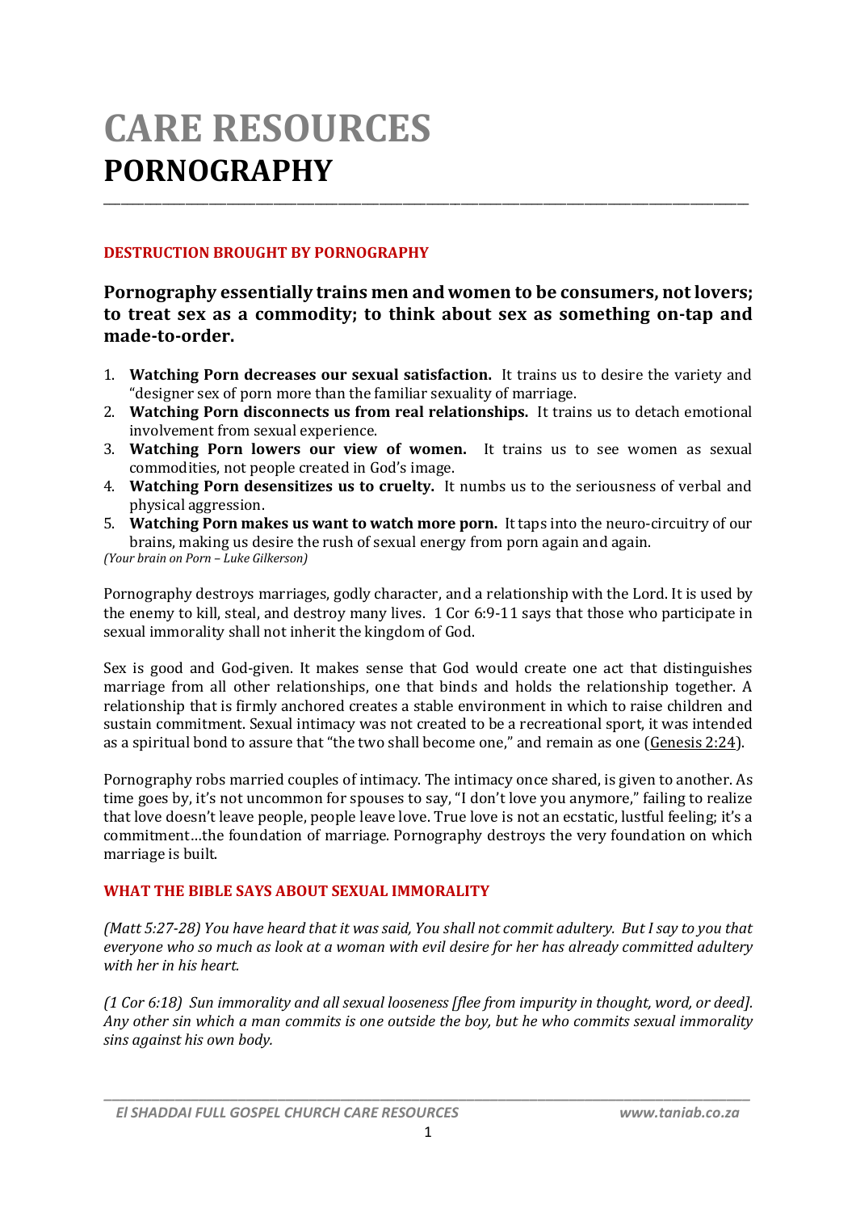# CARE RESOURCES
# PORNOGRAPHY

## DESTRUCTION BROUGHT BY PORNOGRAPHY

### Pornography essentially trains men and women to be consumers, not lovers; to treat sex as a commodity; to think about sex as something on-tap and made-to-order.

1. **Watching Porn decreases our sexual satisfaction.** It trains us to desire the variety and "designer sex of porn more than the familiar sexuality of marriage.
2. **Watching Porn disconnects us from real relationships.** It trains us to detach emotional involvement from sexual experience.
3. **Watching Porn lowers our view of women.** It trains us to see women as sexual commodities, not people created in God's image.
4. **Watching Porn desensitizes us to cruelty.** It numbs us to the seriousness of verbal and physical aggression.
5. **Watching Porn makes us want to watch more porn.** It taps into the neuro-circuitry of our brains, making us desire the rush of sexual energy from porn again and again.

*(Your brain on Porn – Luke Gilkerson)*

Pornography destroys marriages, godly character, and a relationship with the Lord. It is used by the enemy to kill, steal, and destroy many lives. 1 Cor 6:9-11 says that those who participate in sexual immorality shall not inherit the kingdom of God.

Sex is good and God-given. It makes sense that God would create one act that distinguishes marriage from all other relationships, one that binds and holds the relationship together. A relationship that is firmly anchored creates a stable environment in which to raise children and sustain commitment. Sexual intimacy was not created to be a recreational sport, it was intended as a spiritual bond to assure that "the two shall become one," and remain as one (Genesis 2:24).

Pornography robs married couples of intimacy. The intimacy once shared, is given to another. As time goes by, it's not uncommon for spouses to say, "I don't love you anymore," failing to realize that love doesn't leave people, people leave love. True love is not an ecstatic, lustful feeling; it's a commitment…the foundation of marriage. Pornography destroys the very foundation on which marriage is built.

## WHAT THE BIBLE SAYS ABOUT SEXUAL IMMORALITY

*(Matt 5:27-28) You have heard that it was said, You shall not commit adultery. But I say to you that everyone who so much as look at a woman with evil desire for her has already committed adultery with her in his heart.*

*(1 Cor 6:18) Sun immorality and all sexual looseness [flee from impurity in thought, word, or deed]. Any other sin which a man commits is one outside the boy, but he who commits sexual immorality sins against his own body.*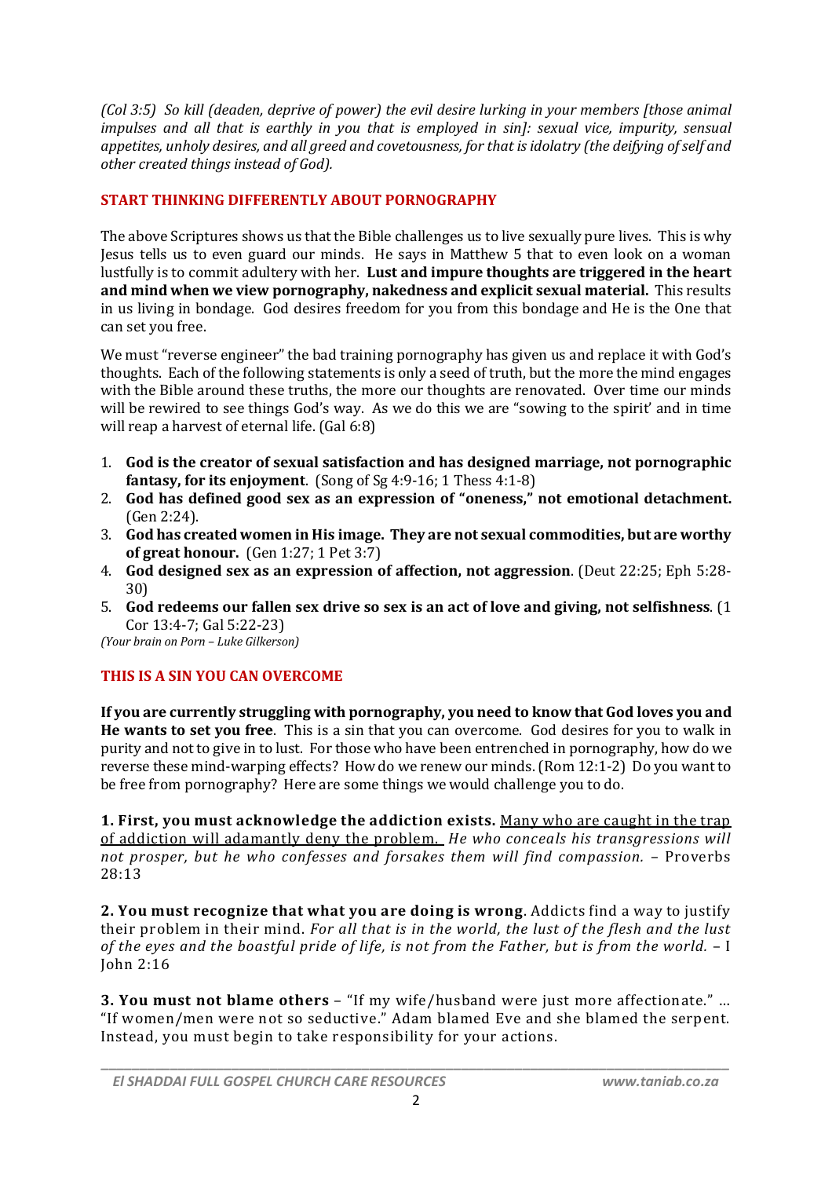*(Col 3:5) So kill (deaden, deprive of power) the evil desire lurking in your members [those animal impulses and all that is earthly in you that is employed in sin]: sexual vice, impurity, sensual appetites, unholy desires, and all greed and covetousness, for that is idolatry (the deifying of self and other created things instead of God).*

## START THINKING DIFFERENTLY ABOUT PORNOGRAPHY

The above Scriptures shows us that the Bible challenges us to live sexually pure lives. This is why Jesus tells us to even guard our minds. He says in Matthew 5 that to even look on a woman lustfully is to commit adultery with her. **Lust and impure thoughts are triggered in the heart and mind when we view pornography, nakedness and explicit sexual material.** This results in us living in bondage. God desires freedom for you from this bondage and He is the One that can set you free.

We must "reverse engineer" the bad training pornography has given us and replace it with God's thoughts. Each of the following statements is only a seed of truth, but the more the mind engages with the Bible around these truths, the more our thoughts are renovated. Over time our minds will be rewired to see things God's way. As we do this we are "sowing to the spirit' and in time will reap a harvest of eternal life. (Gal 6:8)

1. **God is the creator of sexual satisfaction and has designed marriage, not pornographic fantasy, for its enjoyment**. (Song of Sg 4:9-16; 1 Thess 4:1-8)
2. **God has defined good sex as an expression of "oneness," not emotional detachment.** (Gen 2:24).
3. **God has created women in His image. They are not sexual commodities, but are worthy of great honour.** (Gen 1:27; 1 Pet 3:7)
4. **God designed sex as an expression of affection, not aggression**. (Deut 22:25; Eph 5:28-30)
5. **God redeems our fallen sex drive so sex is an act of love and giving, not selfishness**. (1 Cor 13:4-7; Gal 5:22-23)

*(Your brain on Porn – Luke Gilkerson)*

## THIS IS A SIN YOU CAN OVERCOME

**If you are currently struggling with pornography, you need to know that God loves you and He wants to set you free**. This is a sin that you can overcome. God desires for you to walk in purity and not to give in to lust. For those who have been entrenched in pornography, how do we reverse these mind-warping effects? How do we renew our minds. (Rom 12:1-2) Do you want to be free from pornography? Here are some things we would challenge you to do.

**1. First, you must acknowledge the addiction exists.** <u>Many who are caught in the trap of addiction will adamantly deny the problem.</u> *He who conceals his transgressions will not prosper, but he who confesses and forsakes them will find compassion.* – Proverbs 28:13

**2. You must recognize that what you are doing is wrong**. Addicts find a way to justify their problem in their mind. *For all that is in the world, the lust of the flesh and the lust of the eyes and the boastful pride of life, is not from the Father, but is from the world.* – I John 2:16

**3. You must not blame others** – "If my wife/husband were just more affectionate." … "If women/men were not so seductive." Adam blamed Eve and she blamed the serpent. Instead, you must begin to take responsibility for your actions.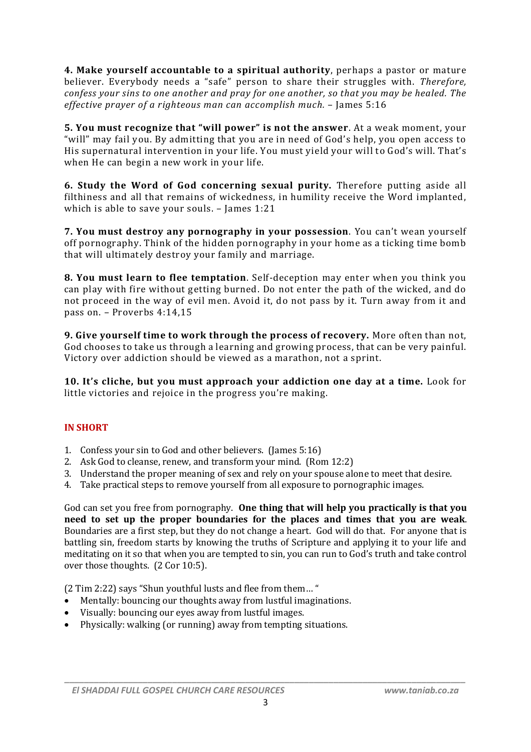**4. Make yourself accountable to a spiritual authority**, perhaps a pastor or mature believer. Everybody needs a "safe" person to share their struggles with. *Therefore, confess your sins to one another and pray for one another, so that you may be healed. The effective prayer of a righteous man can accomplish much.* – James 5:16

**5. You must recognize that "will power" is not the answer**. At a weak moment, your "will" may fail you. By admitting that you are in need of God's help, you open access to His supernatural intervention in your life. You must yield your will to God's will. That's when He can begin a new work in your life.

**6. Study the Word of God concerning sexual purity.** Therefore putting aside all filthiness and all that remains of wickedness, in humility receive the Word implanted, which is able to save your souls. – James 1:21

**7. You must destroy any pornography in your possession**. You can't wean yourself off pornography. Think of the hidden pornography in your home as a ticking time bomb that will ultimately destroy your family and marriage.

**8. You must learn to flee temptation**. Self-deception may enter when you think you can play with fire without getting burned. Do not enter the path of the wicked, and do not proceed in the way of evil men. Avoid it, do not pass by it. Turn away from it and pass on. – Proverbs 4:14,15

**9. Give yourself time to work through the process of recovery.** More often than not, God chooses to take us through a learning and growing process, that can be very painful. Victory over addiction should be viewed as a marathon, not a sprint.

**10. It's cliche, but you must approach your addiction one day at a time.** Look for little victories and rejoice in the progress you're making.

## IN SHORT

1. Confess your sin to God and other believers. (James 5:16)
2. Ask God to cleanse, renew, and transform your mind. (Rom 12:2)
3. Understand the proper meaning of sex and rely on your spouse alone to meet that desire.
4. Take practical steps to remove yourself from all exposure to pornographic images.

God can set you free from pornography. **One thing that will help you practically is that you need to set up the proper boundaries for the places and times that you are weak**. Boundaries are a first step, but they do not change a heart. God will do that. For anyone that is battling sin, freedom starts by knowing the truths of Scripture and applying it to your life and meditating on it so that when you are tempted to sin, you can run to God's truth and take control over those thoughts. (2 Cor 10:5).

(2 Tim 2:22) says "Shun youthful lusts and flee from them… "

- Mentally: bouncing our thoughts away from lustful imaginations.
- Visually: bouncing our eyes away from lustful images.
- Physically: walking (or running) away from tempting situations.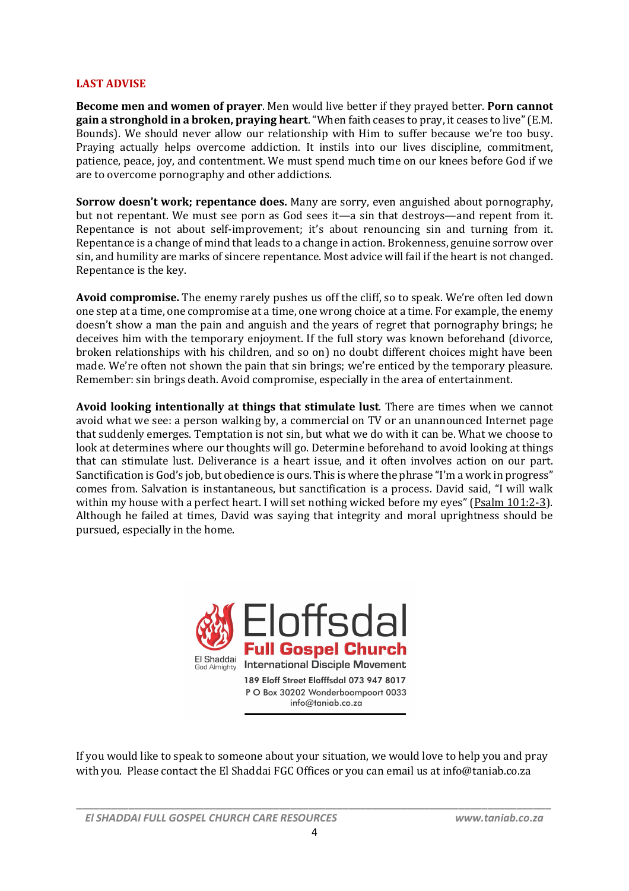## LAST ADVISE

**Become men and women of prayer**. Men would live better if they prayed better. **Porn cannot gain a stronghold in a broken, praying heart**. "When faith ceases to pray, it ceases to live" (E.M. Bounds). We should never allow our relationship with Him to suffer because we're too busy. Praying actually helps overcome addiction. It instils into our lives discipline, commitment, patience, peace, joy, and contentment. We must spend much time on our knees before God if we are to overcome pornography and other addictions.

**Sorrow doesn't work; repentance does.** Many are sorry, even anguished about pornography, but not repentant. We must see porn as God sees it—a sin that destroys—and repent from it. Repentance is not about self-improvement; it's about renouncing sin and turning from it. Repentance is a change of mind that leads to a change in action. Brokenness, genuine sorrow over sin, and humility are marks of sincere repentance. Most advice will fail if the heart is not changed. Repentance is the key.

**Avoid compromise.** The enemy rarely pushes us off the cliff, so to speak. We're often led down one step at a time, one compromise at a time, one wrong choice at a time. For example, the enemy doesn't show a man the pain and anguish and the years of regret that pornography brings; he deceives him with the temporary enjoyment. If the full story was known beforehand (divorce, broken relationships with his children, and so on) no doubt different choices might have been made. We're often not shown the pain that sin brings; we're enticed by the temporary pleasure. Remember: sin brings death. Avoid compromise, especially in the area of entertainment.

**Avoid looking intentionally at things that stimulate lust**. There are times when we cannot avoid what we see: a person walking by, a commercial on TV or an unannounced Internet page that suddenly emerges. Temptation is not sin, but what we do with it can be. What we choose to look at determines where our thoughts will go. Determine beforehand to avoid looking at things that can stimulate lust. Deliverance is a heart issue, and it often involves action on our part. Sanctification is God's job, but obedience is ours. This is where the phrase "I'm a work in progress" comes from. Salvation is instantaneous, but sanctification is a process. David said, "I will walk within my house with a perfect heart. I will set nothing wicked before my eyes" (Psalm 101:2-3). Although he failed at times, David was saying that integrity and moral uprightness should be pursued, especially in the home.

Eloffsdal
**Full Gospel Church**
International Disciple Movement
El Shaddai God Almighty
189 Eloff Street Elofffsdal 073 947 8017
P O Box 30202 Wonderboompoort 0033
info@taniab.co.za

If you would like to speak to someone about your situation, we would love to help you and pray with you. Please contact the El Shaddai FGC Offices or you can email us at info@taniab.co.za